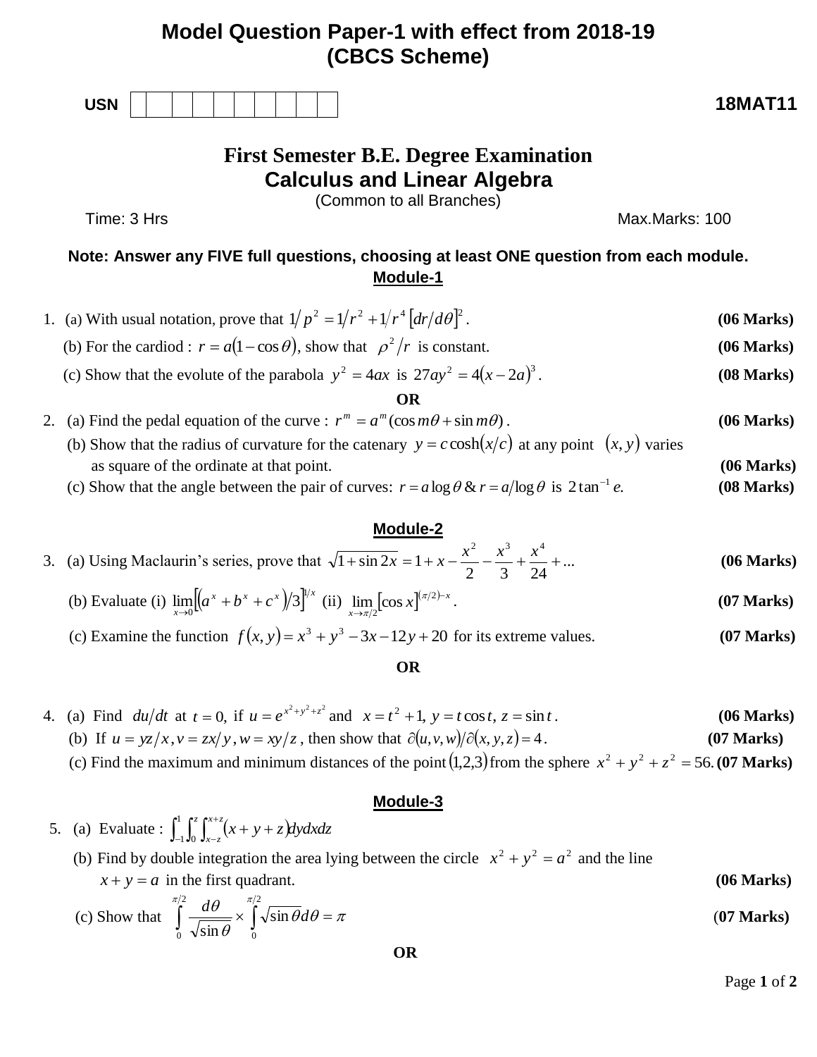# Model Question Paper-1 with effect from 2018-19
# (CBCS Scheme)

**USN** | | | | | | | | | | | **18MAT11**

## First Semester B.E. Degree Examination
## Calculus and Linear Algebra

(Common to all Branches)

Time: 3 Hrs Max.Marks: 100

**Note: Answer any FIVE full questions, choosing at least ONE question from each module.**

### Module-1

1. (a) With usual notation, prove that $1/p^2 = 1/r^2 + 1/r^4 \left[dr/d\theta\right]^2$. **(06 Marks)**

   (b) For the cardiod : $r = a(1-\cos\theta)$, show that $\rho^2/r$ is constant. **(06 Marks)**

   (c) Show that the evolute of the parabola $y^2 = 4ax$ is $27ay^2 = 4(x-2a)^3$. **(08 Marks)**

**OR**

2. (a) Find the pedal equation of the curve : $r^m = a^m(\cos m\theta + \sin m\theta)$. **(06 Marks)**

   (b) Show that the radius of curvature for the catenary $y = c\cosh(x/c)$ at any point $(x, y)$ varies as square of the ordinate at that point. **(06 Marks)**

   (c) Show that the angle between the pair of curves: $r = a\log\theta$ & $r = a/\log\theta$ is $2\tan^{-1} e$. **(08 Marks)**

### Module-2

3. (a) Using Maclaurin's series, prove that $\sqrt{1+\sin 2x} = 1 + x - \dfrac{x^2}{2} - \dfrac{x^3}{3} + \dfrac{x^4}{24} + \ldots$ **(06 Marks)**

   (b) Evaluate (i) $\lim\limits_{x\to 0}\left[\left(a^x + b^x + c^x\right)/3\right]^{1/x}$ (ii) $\lim\limits_{x\to\pi/2}\left[\cos x\right]^{(\pi/2)-x}$. **(07 Marks)**

   (c) Examine the function $f(x, y) = x^3 + y^3 - 3x - 12y + 20$ for its extreme values. **(07 Marks)**

**OR**

4. (a) Find $du/dt$ at $t = 0$, if $u = e^{x^2+y^2+z^2}$ and $x = t^2+1,\ y = t\cos t,\ z = \sin t$. **(06 Marks)**

   (b) If $u = yz/x,\ v = zx/y,\ w = xy/z$, then show that $\partial(u,v,w)/\partial(x,y,z) = 4$. **(07 Marks)**

   (c) Find the maximum and minimum distances of the point $(1,2,3)$ from the sphere $x^2 + y^2 + z^2 = 56$. **(07 Marks)**

### Module-3

5. (a) Evaluate : $\int_{-1}^{1}\int_{0}^{z}\int_{x-z}^{x+z}(x+y+z)\,dydxdz$

   (b) Find by double integration the area lying between the circle $x^2 + y^2 = a^2$ and the line $x + y = a$ in the first quadrant. **(06 Marks)**

   (c) Show that $\displaystyle\int_0^{\pi/2}\frac{d\theta}{\sqrt{\sin\theta}} \times \int_0^{\pi/2}\sqrt{\sin\theta}\,d\theta = \pi$ **(07 Marks)**

**OR**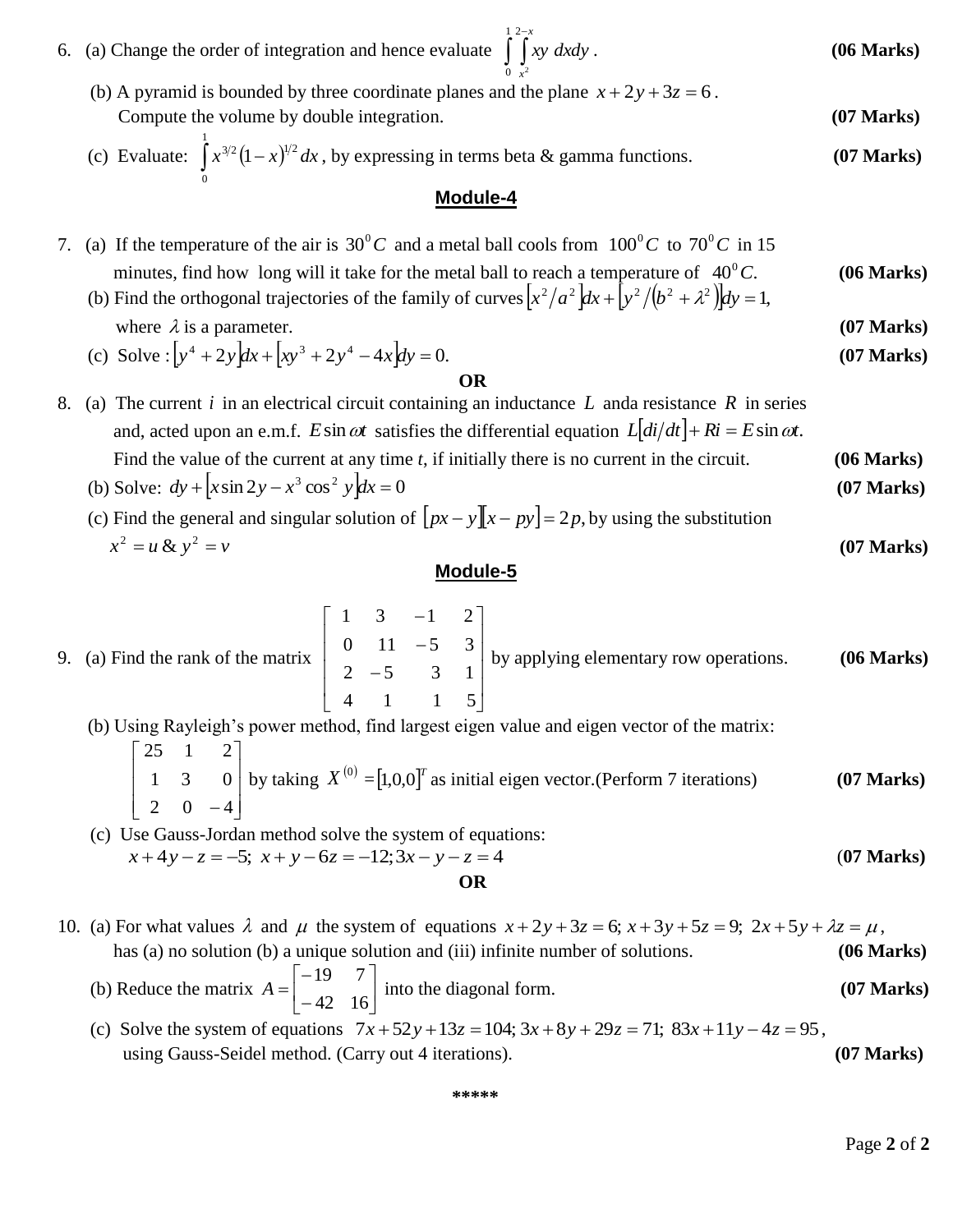6. (a) Change the order of integration and hence evaluate $\int_0^1 \int_{x^2}^{2-x} xy\, dxdy$. **(06 Marks)**

   (b) A pyramid is bounded by three coordinate planes and the plane $x + 2y + 3z = 6$. Compute the volume by double integration. **(07 Marks)**

   (c) Evaluate: $\int_0^1 x^{3/2}(1-x)^{1/2}\, dx$, by expressing in terms beta & gamma functions. **(07 Marks)**

## Module-4

7. (a) If the temperature of the air is $30^0 C$ and a metal ball cools from $100^0 C$ to $70^0 C$ in 15 minutes, find how long will it take for the metal ball to reach a temperature of $40^0 C$. **(06 Marks)**

   (b) Find the orthogonal trajectories of the family of curves $\left[x^2/a^2\right]dx + \left[y^2/\left(b^2+\lambda^2\right)\right]dy = 1$, where $\lambda$ is a parameter. **(07 Marks)**

   (c) Solve : $\left[y^4 + 2y\right]dx + \left[xy^3 + 2y^4 - 4x\right]dy = 0.$ **(07 Marks)**

**OR**

8. (a) The current $i$ in an electrical circuit containing an inductance $L$ anda resistance $R$ in series and, acted upon an e.m.f. $E\sin\omega t$ satisfies the differential equation $L[di/dt] + Ri = E\sin\omega t.$ Find the value of the current at any time $t$, if initially there is no current in the circuit. **(06 Marks)**

   (b) Solve: $dy + \left[x\sin 2y - x^3\cos^2 y\right]dx = 0$ **(07 Marks)**

   (c) Find the general and singular solution of $[px - y][x - py] = 2p$, by using the substitution $x^2 = u$ & $y^2 = v$ **(07 Marks)**

## Module-5

9. (a) Find the rank of the matrix $\begin{bmatrix} 1 & 3 & -1 & 2 \\ 0 & 11 & -5 & 3 \\ 2 & -5 & 3 & 1 \\ 4 & 1 & 1 & 5 \end{bmatrix}$ by applying elementary row operations. **(06 Marks)**

   (b) Using Rayleigh's power method, find largest eigen value and eigen vector of the matrix: $\begin{bmatrix} 25 & 1 & 2 \\ 1 & 3 & 0 \\ 2 & 0 & -4 \end{bmatrix}$ by taking $X^{(0)} = [1,0,0]^T$ as initial eigen vector.(Perform 7 iterations) **(07 Marks)**

   (c) Use Gauss-Jordan method solve the system of equations: $x + 4y - z = -5;\ x + y - 6z = -12; 3x - y - z = 4$ **(07 Marks)**

**OR**

10. (a) For what values $\lambda$ and $\mu$ the system of equations $x + 2y + 3z = 6;\ x + 3y + 5z = 9;\ 2x + 5y + \lambda z = \mu$, has (a) no solution (b) a unique solution and (iii) infinite number of solutions. **(06 Marks)**

    (b) Reduce the matrix $A = \begin{bmatrix} -19 & 7 \\ -42 & 16 \end{bmatrix}$ into the diagonal form. **(07 Marks)**

    (c) Solve the system of equations $7x + 52y + 13z = 104;\ 3x + 8y + 29z = 71;\ 83x + 11y - 4z = 95$, using Gauss-Seidel method. (Carry out 4 iterations). **(07 Marks)**

*****